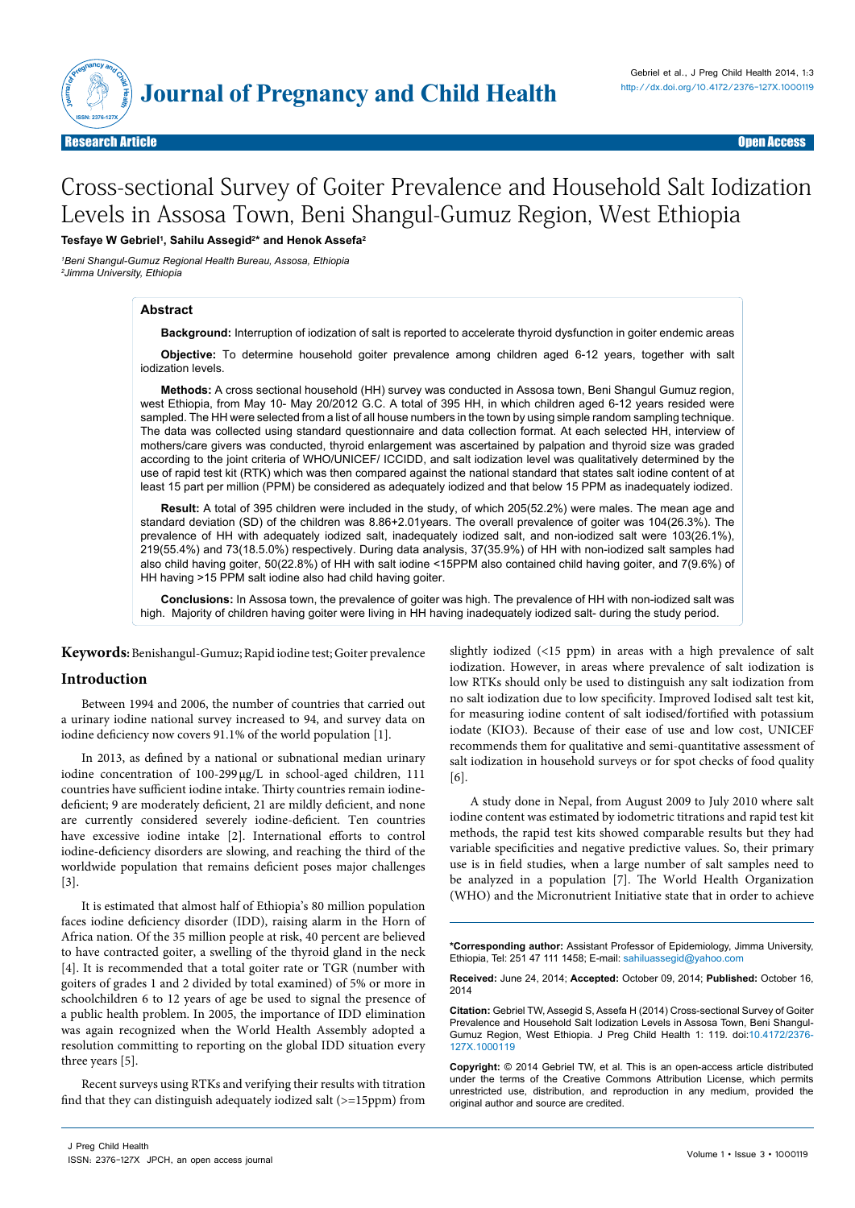Research Article Open Access

# Cross-sectional Survey of Goiter Prevalence and Household Salt Iodization Levels in Assosa Town, Beni Shangul-Gumuz Region, West Ethiopia

**Tesfaye W Gebriel[1], Sahilu Assegid[2]* and Henok Assefa[2]**

*[1]Beni Shangul-Gumuz Regional Health Bureau, Assosa, Ethiopia*
*[2]Jimma University, Ethiopia*

## Abstract

**Background:** Interruption of iodization of salt is reported to accelerate thyroid dysfunction in goiter endemic areas

**Objective:** To determine household goiter prevalence among children aged 6-12 years, together with salt iodization levels.

**Methods:** A cross sectional household (HH) survey was conducted in Assosa town, Beni Shangul Gumuz region, west Ethiopia, from May 10- May 20/2012 G.C. A total of 395 HH, in which children aged 6-12 years resided were sampled. The HH were selected from a list of all house numbers in the town by using simple random sampling technique. The data was collected using standard questionnaire and data collection format. At each selected HH, interview of mothers/care givers was conducted, thyroid enlargement was ascertained by palpation and thyroid size was graded according to the joint criteria of WHO/UNICEF/ ICCIDD, and salt iodization level was qualitatively determined by the use of rapid test kit (RTK) which was then compared against the national standard that states salt iodine content of at least 15 part per million (PPM) be considered as adequately iodized and that below 15 PPM as inadequately iodized.

**Result:** A total of 395 children were included in the study, of which 205(52.2%) were males. The mean age and standard deviation (SD) of the children was 8.86+2.01years. The overall prevalence of goiter was 104(26.3%). The prevalence of HH with adequately iodized salt, inadequately iodized salt, and non-iodized salt were 103(26.1%), 219(55.4%) and 73(18.5.0%) respectively. During data analysis, 37(35.9%) of HH with non-iodized salt samples had also child having goiter, 50(22.8%) of HH with salt iodine <15PPM also contained child having goiter, and 7(9.6%) of HH having >15 PPM salt iodine also had child having goiter.

**Conclusions:** In Assosa town, the prevalence of goiter was high. The prevalence of HH with non-iodized salt was high. Majority of children having goiter were living in HH having inadequately iodized salt- during the study period.

**Keywords:** Benishangul-Gumuz; Rapid iodine test; Goiter prevalence

## Introduction

Between 1994 and 2006, the number of countries that carried out a urinary iodine national survey increased to 94, and survey data on iodine deficiency now covers 91.1% of the world population [1].

In 2013, as defined by a national or subnational median urinary iodine concentration of 100-299 μg/L in school-aged children, 111 countries have sufficient iodine intake. Thirty countries remain iodine-deficient; 9 are moderately deficient, 21 are mildly deficient, and none are currently considered severely iodine-deficient. Ten countries have excessive iodine intake [2]. International efforts to control iodine-deficiency disorders are slowing, and reaching the third of the worldwide population that remains deficient poses major challenges [3].

It is estimated that almost half of Ethiopia's 80 million population faces iodine deficiency disorder (IDD), raising alarm in the Horn of Africa nation. Of the 35 million people at risk, 40 percent are believed to have contracted goiter, a swelling of the thyroid gland in the neck [4]. It is recommended that a total goiter rate or TGR (number with goiters of grades 1 and 2 divided by total examined) of 5% or more in schoolchildren 6 to 12 years of age be used to signal the presence of a public health problem. In 2005, the importance of IDD elimination was again recognized when the World Health Assembly adopted a resolution committing to reporting on the global IDD situation every three years [5].

Recent surveys using RTKs and verifying their results with titration find that they can distinguish adequately iodized salt (>=15ppm) from slightly iodized (<15 ppm) in areas with a high prevalence of salt iodization. However, in areas where prevalence of salt iodization is low RTKs should only be used to distinguish any salt iodization from no salt iodization due to low specificity. Improved Iodised salt test kit, for measuring iodine content of salt iodised/fortified with potassium iodate ($KIO_3$). Because of their ease of use and low cost, UNICEF recommends them for qualitative and semi-quantitative assessment of salt iodization in household surveys or for spot checks of food quality [6].

A study done in Nepal, from August 2009 to July 2010 where salt iodine content was estimated by iodometric titrations and rapid test kit methods, the rapid test kits showed comparable results but they had variable specificities and negative predictive values. So, their primary use is in field studies, when a large number of salt samples need to be analyzed in a population [7]. The World Health Organization (WHO) and the Micronutrient Initiative state that in order to achieve

---

**\*Corresponding author:** Assistant Professor of Epidemiology, Jimma University, Ethiopia, Tel: 251 47 111 1458; E-mail: sahiluassegid@yahoo.com

**Received:** June 24, 2014; **Accepted:** October 09, 2014; **Published:** October 16, 2014

**Citation:** Gebriel TW, Assegid S, Assefa H (2014) Cross-sectional Survey of Goiter Prevalence and Household Salt Iodization Levels in Assosa Town, Beni Shangul-Gumuz Region, West Ethiopia. J Preg Child Health 1: 119. doi:10.4172/2376-127X.1000119

**Copyright:** © 2014 Gebriel TW, et al. This is an open-access article distributed under the terms of the Creative Commons Attribution License, which permits unrestricted use, distribution, and reproduction in any medium, provided the original author and source are credited.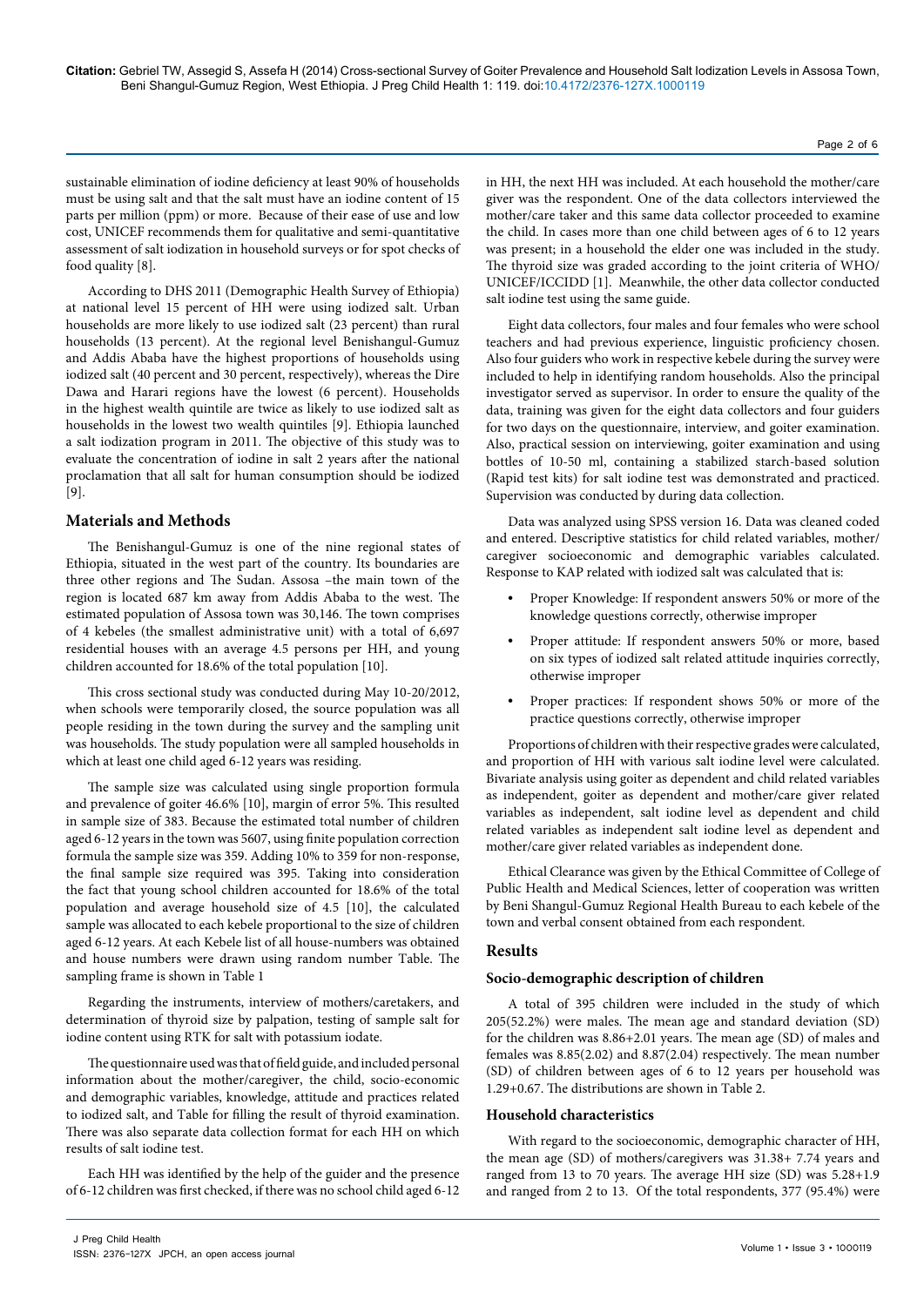sustainable elimination of iodine deficiency at least 90% of households must be using salt and that the salt must have an iodine content of 15 parts per million (ppm) or more. Because of their ease of use and low cost, UNICEF recommends them for qualitative and semi-quantitative assessment of salt iodization in household surveys or for spot checks of food quality [8].

According to DHS 2011 (Demographic Health Survey of Ethiopia) at national level 15 percent of HH were using iodized salt. Urban households are more likely to use iodized salt (23 percent) than rural households (13 percent). At the regional level Benishangul-Gumuz and Addis Ababa have the highest proportions of households using iodized salt (40 percent and 30 percent, respectively), whereas the Dire Dawa and Harari regions have the lowest (6 percent). Households in the highest wealth quintile are twice as likely to use iodized salt as households in the lowest two wealth quintiles [9]. Ethiopia launched a salt iodization program in 2011. The objective of this study was to evaluate the concentration of iodine in salt 2 years after the national proclamation that all salt for human consumption should be iodized [9].

## Materials and Methods

The Benishangul-Gumuz is one of the nine regional states of Ethiopia, situated in the west part of the country. Its boundaries are three other regions and The Sudan. Assosa –the main town of the region is located 687 km away from Addis Ababa to the west. The estimated population of Assosa town was 30,146. The town comprises of 4 kebeles (the smallest administrative unit) with a total of 6,697 residential houses with an average 4.5 persons per HH, and young children accounted for 18.6% of the total population [10].

This cross sectional study was conducted during May 10-20/2012, when schools were temporarily closed, the source population was all people residing in the town during the survey and the sampling unit was households. The study population were all sampled households in which at least one child aged 6-12 years was residing.

The sample size was calculated using single proportion formula and prevalence of goiter 46.6% [10], margin of error 5%. This resulted in sample size of 383. Because the estimated total number of children aged 6-12 years in the town was 5607, using finite population correction formula the sample size was 359. Adding 10% to 359 for non-response, the final sample size required was 395. Taking into consideration the fact that young school children accounted for 18.6% of the total population and average household size of 4.5 [10], the calculated sample was allocated to each kebele proportional to the size of children aged 6-12 years. At each Kebele list of all house-numbers was obtained and house numbers were drawn using random number Table. The sampling frame is shown in Table 1

Regarding the instruments, interview of mothers/caretakers, and determination of thyroid size by palpation, testing of sample salt for iodine content using RTK for salt with potassium iodate.

The questionnaire used was that of field guide, and included personal information about the mother/caregiver, the child, socio-economic and demographic variables, knowledge, attitude and practices related to iodized salt, and Table for filling the result of thyroid examination. There was also separate data collection format for each HH on which results of salt iodine test.

Each HH was identified by the help of the guider and the presence of 6-12 children was first checked, if there was no school child aged 6-12 in HH, the next HH was included. At each household the mother/care giver was the respondent. One of the data collectors interviewed the mother/care taker and this same data collector proceeded to examine the child. In cases more than one child between ages of 6 to 12 years was present; in a household the elder one was included in the study. The thyroid size was graded according to the joint criteria of WHO/UNICEF/ICCIDD [1]. Meanwhile, the other data collector conducted salt iodine test using the same guide.

Eight data collectors, four males and four females who were school teachers and had previous experience, linguistic proficiency chosen. Also four guiders who work in respective kebele during the survey were included to help in identifying random households. Also the principal investigator served as supervisor. In order to ensure the quality of the data, training was given for the eight data collectors and four guiders for two days on the questionnaire, interview, and goiter examination. Also, practical session on interviewing, goiter examination and using bottles of 10-50 ml, containing a stabilized starch-based solution (Rapid test kits) for salt iodine test was demonstrated and practiced. Supervision was conducted by during data collection.

Data was analyzed using SPSS version 16. Data was cleaned coded and entered. Descriptive statistics for child related variables, mother/caregiver socioeconomic and demographic variables calculated. Response to KAP related with iodized salt was calculated that is:

- Proper Knowledge: If respondent answers 50% or more of the knowledge questions correctly, otherwise improper
- Proper attitude: If respondent answers 50% or more, based on six types of iodized salt related attitude inquiries correctly, otherwise improper
- Proper practices: If respondent shows 50% or more of the practice questions correctly, otherwise improper

Proportions of children with their respective grades were calculated, and proportion of HH with various salt iodine level were calculated. Bivariate analysis using goiter as dependent and child related variables as independent, goiter as dependent and mother/care giver related variables as independent, salt iodine level as dependent and child related variables as independent salt iodine level as dependent and mother/care giver related variables as independent done.

Ethical Clearance was given by the Ethical Committee of College of Public Health and Medical Sciences, letter of cooperation was written by Beni Shangul-Gumuz Regional Health Bureau to each kebele of the town and verbal consent obtained from each respondent.

## Results

### Socio-demographic description of children

A total of 395 children were included in the study of which 205(52.2%) were males. The mean age and standard deviation (SD) for the children was 8.86+2.01 years. The mean age (SD) of males and females was 8.85(2.02) and 8.87(2.04) respectively. The mean number (SD) of children between ages of 6 to 12 years per household was 1.29+0.67. The distributions are shown in Table 2.

### Household characteristics

With regard to the socioeconomic, demographic character of HH, the mean age (SD) of mothers/caregivers was 31.38+ 7.74 years and ranged from 13 to 70 years. The average HH size (SD) was 5.28+1.9 and ranged from 2 to 13. Of the total respondents, 377 (95.4%) were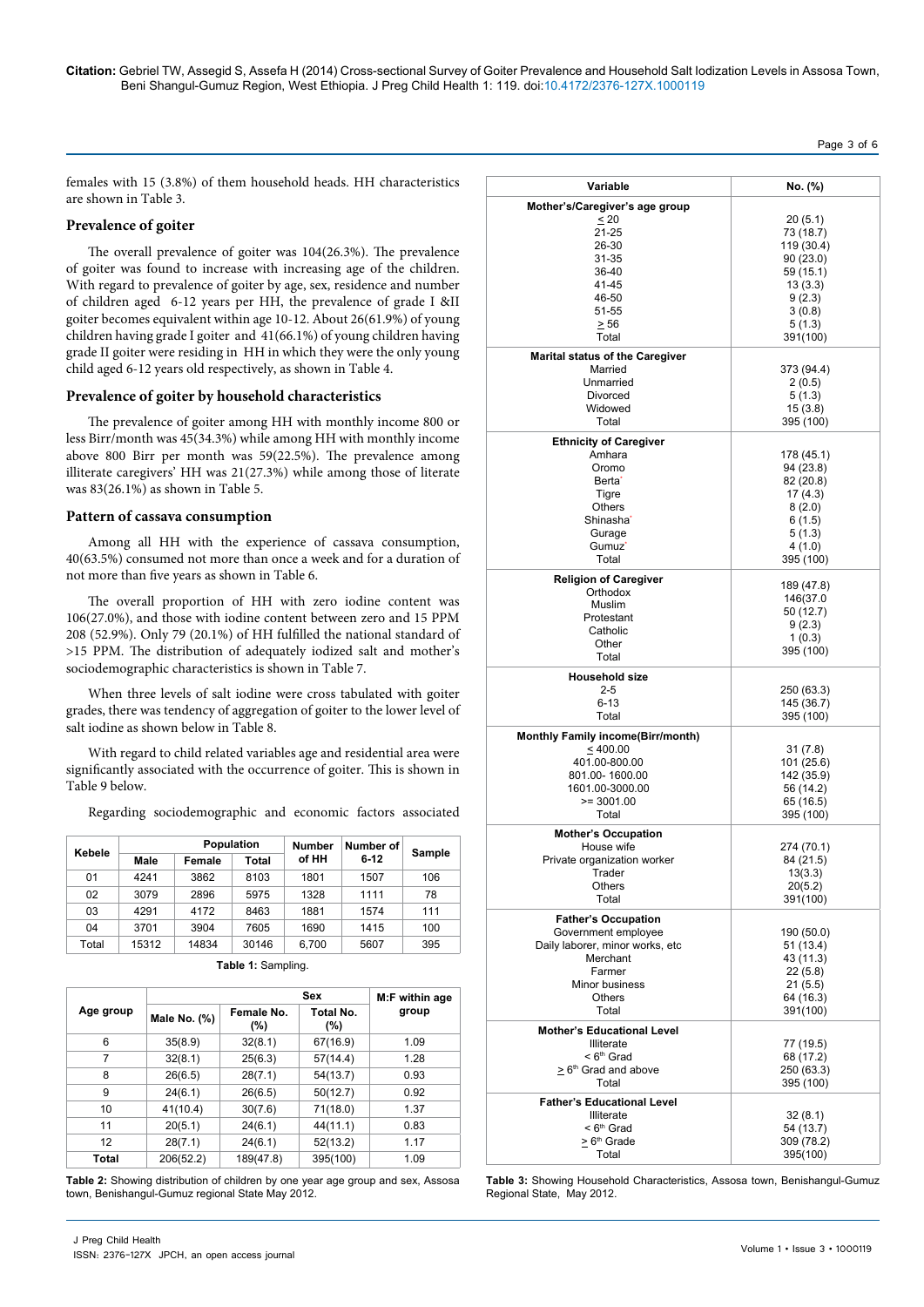females with 15 (3.8%) of them household heads. HH characteristics are shown in Table 3.

## Prevalence of goiter

The overall prevalence of goiter was 104(26.3%). The prevalence of goiter was found to increase with increasing age of the children. With regard to prevalence of goiter by age, sex, residence and number of children aged 6-12 years per HH, the prevalence of grade I &II goiter becomes equivalent within age 10-12. About 26(61.9%) of young children having grade I goiter and 41(66.1%) of young children having grade II goiter were residing in HH in which they were the only young child aged 6-12 years old respectively, as shown in Table 4.

## Prevalence of goiter by household characteristics

The prevalence of goiter among HH with monthly income 800 or less Birr/month was 45(34.3%) while among HH with monthly income above 800 Birr per month was 59(22.5%). The prevalence among illiterate caregivers' HH was 21(27.3%) while among those of literate was 83(26.1%) as shown in Table 5.

## Pattern of cassava consumption

Among all HH with the experience of cassava consumption, 40(63.5%) consumed not more than once a week and for a duration of not more than five years as shown in Table 6.

The overall proportion of HH with zero iodine content was 106(27.0%), and those with iodine content between zero and 15 PPM 208 (52.9%). Only 79 (20.1%) of HH fulfilled the national standard of >15 PPM. The distribution of adequately iodized salt and mother's sociodemographic characteristics is shown in Table 7.

When three levels of salt iodine were cross tabulated with goiter grades, there was tendency of aggregation of goiter to the lower level of salt iodine as shown below in Table 8.

With regard to child related variables age and residential area were significantly associated with the occurrence of goiter. This is shown in Table 9 below.

Regarding sociodemographic and economic factors associated

| Kebele | Population | | | Number of HH | Number of 6-12 | Sample |
|---|---|---|---|---|---|---|
| | Male | Female | Total | | | |
| 01 | 4241 | 3862 | 8103 | 1801 | 1507 | 106 |
| 02 | 3079 | 2896 | 5975 | 1328 | 1111 | 78 |
| 03 | 4291 | 4172 | 8463 | 1881 | 1574 | 111 |
| 04 | 3701 | 3904 | 7605 | 1690 | 1415 | 100 |
| Total | 15312 | 14834 | 30146 | 6,700 | 5607 | 395 |

**Table 1:** Sampling.

| Age group | Sex | | | M:F within age group |
|---|---|---|---|---|
| | Male No. (%) | Female No. (%) | Total No. (%) | |
| 6 | 35(8.9) | 32(8.1) | 67(16.9) | 1.09 |
| 7 | 32(8.1) | 25(6.3) | 57(14.4) | 1.28 |
| 8 | 26(6.5) | 28(7.1) | 54(13.7) | 0.93 |
| 9 | 24(6.1) | 26(6.5) | 50(12.7) | 0.92 |
| 10 | 41(10.4) | 30(7.6) | 71(18.0) | 1.37 |
| 11 | 20(5.1) | 24(6.1) | 44(11.1) | 0.83 |
| 12 | 28(7.1) | 24(6.1) | 52(13.2) | 1.17 |
| **Total** | 206(52.2) | 189(47.8) | 395(100) | 1.09 |

**Table 2:** Showing distribution of children by one year age group and sex, Assosa town, Benishangul-Gumuz regional State May 2012.

| Variable | No. (%) |
|---|---|
| **Mother's/Caregiver's age group** | |
| ≤ 20 | 20 (5.1) |
| 21-25 | 73 (18.7) |
| 26-30 | 119 (30.4) |
| 31-35 | 90 (23.0) |
| 36-40 | 59 (15.1) |
| 41-45 | 13 (3.3) |
| 46-50 | 9 (2.3) |
| 51-55 | 3 (0.8) |
| ≥ 56 | 5 (1.3) |
| Total | 391(100) |
| **Marital status of the Caregiver** | |
| Married | 373 (94.4) |
| Unmarried | 2 (0.5) |
| Divorced | 5 (1.3) |
| Widowed | 15 (3.8) |
| Total | 395 (100) |
| **Ethnicity of Caregiver** | |
| Amhara | 178 (45.1) |
| Oromo | 94 (23.8) |
| Berta* | 82 (20.8) |
| Tigre | 17 (4.3) |
| Others | 8 (2.0) |
| Shinasha* | 6 (1.5) |
| Gurage | 5 (1.3) |
| Gumuz* | 4 (1.0) |
| Total | 395 (100) |
| **Religion of Caregiver** | |
| Orthodox | 189 (47.8) |
| Muslim | 146(37.0 |
| Protestant | 50 (12.7) |
| Catholic | 9 (2.3) |
| Other | 1 (0.3) |
| Total | 395 (100) |
| **Household size** | |
| 2-5 | 250 (63.3) |
| 6-13 | 145 (36.7) |
| Total | 395 (100) |
| **Monthly Family income(Birr/month)** | |
| ≤ 400.00 | 31 (7.8) |
| 401.00-800.00 | 101 (25.6) |
| 801.00- 1600.00 | 142 (35.9) |
| 1601.00-3000.00 | 56 (14.2) |
| >= 3001.00 | 65 (16.5) |
| Total | 395 (100) |
| **Mother's Occupation** | |
| House wife | 274 (70.1) |
| Private organization worker | 84 (21.5) |
| Trader | 13(3.3) |
| Others | 20(5.2) |
| Total | 391(100) |
| **Father's Occupation** | |
| Government employee | 190 (50.0) |
| Daily laborer, minor works, etc | 51 (13.4) |
| Merchant | 43 (11.3) |
| Farmer | 22 (5.8) |
| Minor business | 21 (5.5) |
| Others | 64 (16.3) |
| Total | 391(100) |
| **Mother's Educational Level** | |
| Illiterate | 77 (19.5) |
| < 6th Grad | 68 (17.2) |
| ≥ 6th Grad and above | 250 (63.3) |
| Total | 395 (100) |
| **Father's Educational Level** | |
| Illiterate | 32 (8.1) |
| < 6th Grad | 54 (13.7) |
| ≥ 6th Grade | 309 (78.2) |
| Total | 395(100) |

**Table 3:** Showing Household Characteristics, Assosa town, Benishangul-Gumuz Regional State, May 2012.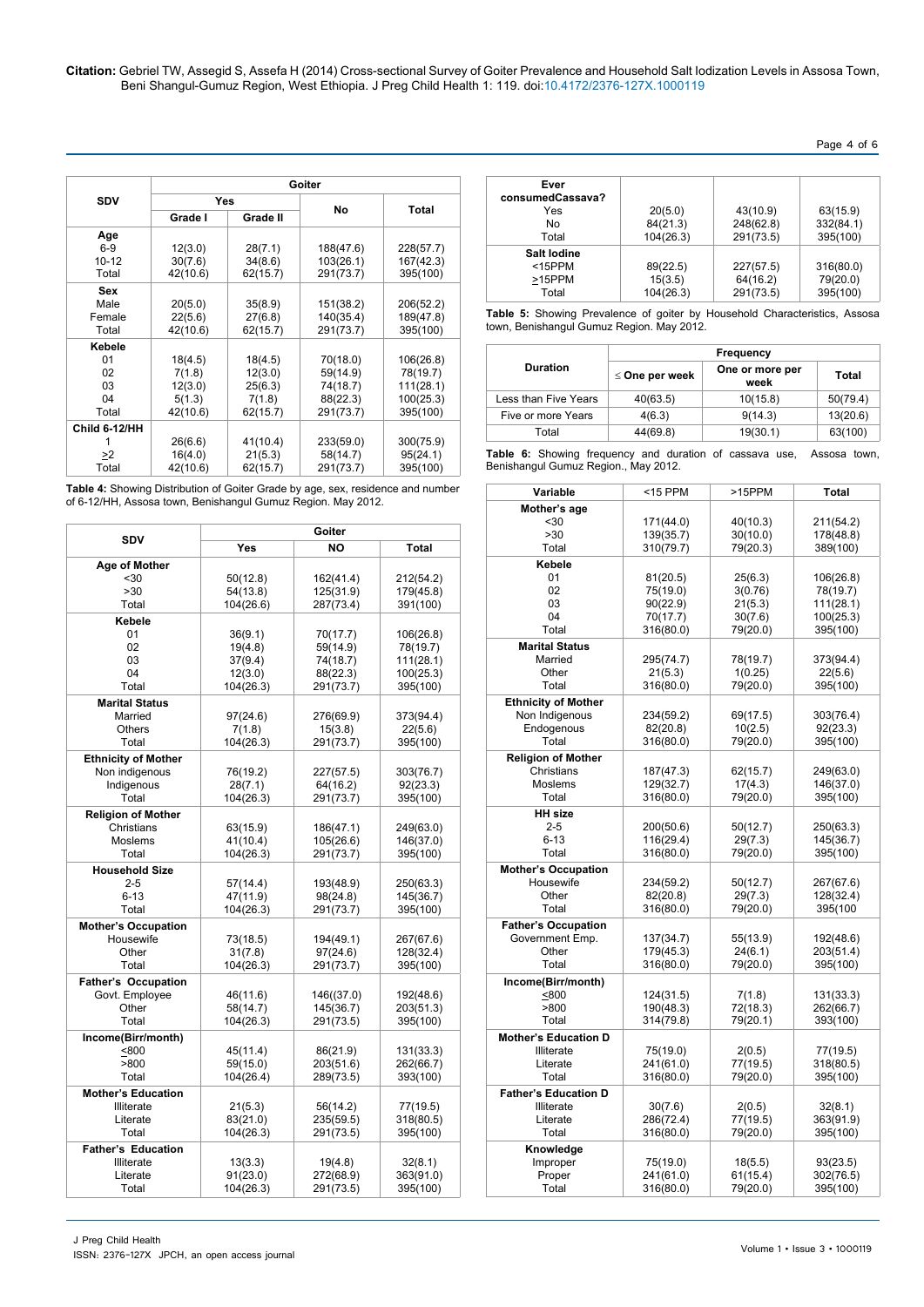| SDV | Goiter | | | |
|---|---|---|---|---|
| | Yes | | No | Total |
| | Grade I | Grade II | | |
| **Age** | | | | |
| 6-9 | 12(3.0) | 28(7.1) | 188(47.6) | 228(57.7) |
| 10-12 | 30(7.6) | 34(8.6) | 103(26.1) | 167(42.3) |
| Total | 42(10.6) | 62(15.7) | 291(73.7) | 395(100) |
| **Sex** | | | | |
| Male | 20(5.0) | 35(8.9) | 151(38.2) | 206(52.2) |
| Female | 22(5.6) | 27(6.8) | 140(35.4) | 189(47.8) |
| Total | 42(10.6) | 62(15.7) | 291(73.7) | 395(100) |
| **Kebele** | | | | |
| 01 | 18(4.5) | 18(4.5) | 70(18.0) | 106(26.8) |
| 02 | 7(1.8) | 12(3.0) | 59(14.9) | 78(19.7) |
| 03 | 12(3.0) | 25(6.3) | 74(18.7) | 111(28.1) |
| 04 | 5(1.3) | 7(1.8) | 88(22.3) | 100(25.3) |
| Total | 42(10.6) | 62(15.7) | 291(73.7) | 395(100) |
| **Child 6-12/HH** | | | | |
| 1 | 26(6.6) | 41(10.4) | 233(59.0) | 300(75.9) |
| ≥2 | 16(4.0) | 21(5.3) | 58(14.7) | 95(24.1) |
| Total | 42(10.6) | 62(15.7) | 291(73.7) | 395(100) |

**Table 4:** Showing Distribution of Goiter Grade by age, sex, residence and number of 6-12/HH, Assosa town, Benishangul Gumuz Region. May 2012.

| SDV | Goiter | | |
|---|---|---|---|
| | Yes | NO | Total |
| **Age of Mother** | | | |
| <30 | 50(12.8) | 162(41.4) | 212(54.2) |
| >30 | 54(13.8) | 125(31.9) | 179(45.8) |
| Total | 104(26.6) | 287(73.4) | 391(100) |
| **Kebele** | | | |
| 01 | 36(9.1) | 70(17.7) | 106(26.8) |
| 02 | 19(4.8) | 59(14.9) | 78(19.7) |
| 03 | 37(9.4) | 74(18.7) | 111(28.1) |
| 04 | 12(3.0) | 88(22.3) | 100(25.3) |
| Total | 104(26.3) | 291(73.7) | 395(100) |
| **Marital Status** | | | |
| Married | 97(24.6) | 276(69.9) | 373(94.4) |
| Others | 7(1.8) | 15(3.8) | 22(5.6) |
| Total | 104(26.3) | 291(73.7) | 395(100) |
| **Ethnicity of Mother** | | | |
| Non indigenous | 76(19.2) | 227(57.5) | 303(76.7) |
| Indigenous | 28(7.1) | 64(16.2) | 92(23.3) |
| Total | 104(26.3) | 291(73.7) | 395(100) |
| **Religion of Mother** | | | |
| Christians | 63(15.9) | 186(47.1) | 249(63.0) |
| Moslems | 41(10.4) | 105(26.6) | 146(37.0) |
| Total | 104(26.3) | 291(73.7) | 395(100) |
| **Household Size** | | | |
| 2-5 | 57(14.4) | 193(48.9) | 250(63.3) |
| 6-13 | 47(11.9) | 98(24.8) | 145(36.7) |
| Total | 104(26.3) | 291(73.7) | 395(100) |
| **Mother's Occupation** | | | |
| Housewife | 73(18.5) | 194(49.1) | 267(67.6) |
| Other | 31(7.8) | 97(24.6) | 128(32.4) |
| Total | 104(26.3) | 291(73.7) | 395(100) |
| **Father's Occupation** | | | |
| Govt. Employee | 46(11.6) | 146((37.0) | 192(48.6) |
| Other | 58(14.7) | 145(36.7) | 203(51.3) |
| Total | 104(26.3) | 291(73.5) | 395(100) |
| **Income(Birr/month)** | | | |
| ≤800 | 45(11.4) | 86(21.9) | 131(33.3) |
| >800 | 59(15.0) | 203(51.6) | 262(66.7) |
| Total | 104(26.4) | 289(73.5) | 393(100) |
| **Mother's Education** | | | |
| Illiterate | 21(5.3) | 56(14.2) | 77(19.5) |
| Literate | 83(21.0) | 235(59.5) | 318(80.5) |
| Total | 104(26.3) | 291(73.5) | 395(100) |
| **Father's Education** | | | |
| Illiterate | 13(3.3) | 19(4.8) | 32(8.1) |
| Literate | 91(23.0) | 272(68.9) | 363(91.0) |
| Total | 104(26.3) | 291(73.5) | 395(100) |
| **Ever consumedCassava?** | | | |
| Yes | 20(5.0) | 43(10.9) | 63(15.9) |
| No | 84(21.3) | 248(62.8) | 332(84.1) |
| Total | 104(26.3) | 291(73.5) | 395(100) |
| **Salt Iodine** | | | |
| <15PPM | 89(22.5) | 227(57.5) | 316(80.0) |
| ≥15PPM | 15(3.5) | 64(16.2) | 79(20.0) |
| Total | 104(26.3) | 291(73.5) | 395(100) |

**Table 5:** Showing Prevalence of goiter by Household Characteristics, Assosa town, Benishangul Gumuz Region. May 2012.

| Duration | Frequency | | |
|---|---|---|---|
| | ≤ One per week | One or more per week | Total |
| Less than Five Years | 40(63.5) | 10(15.8) | 50(79.4) |
| Five or more Years | 4(6.3) | 9(14.3) | 13(20.6) |
| Total | 44(69.8) | 19(30.1) | 63(100) |

**Table 6:** Showing frequency and duration of cassava use, Assosa town, Benishangul Gumuz Region., May 2012.

| Variable | <15 PPM | >15PPM | Total |
|---|---|---|---|
| **Mother's age** | | | |
| <30 | 171(44.0) | 40(10.3) | 211(54.2) |
| >30 | 139(35.7) | 30(10.0) | 178(48.8) |
| Total | 310(79.7) | 79(20.3) | 389(100) |
| **Kebele** | | | |
| 01 | 81(20.5) | 25(6.3) | 106(26.8) |
| 02 | 75(19.0) | 3(0.76) | 78(19.7) |
| 03 | 90(22.9) | 21(5.3) | 111(28.1) |
| 04 | 70(17.7) | 30(7.6) | 100(25.3) |
| Total | 316(80.0) | 79(20.0) | 395(100) |
| **Marital Status** | | | |
| Married | 295(74.7) | 78(19.7) | 373(94.4) |
| Other | 21(5.3) | 1(0.25) | 22(5.6) |
| Total | 316(80.0) | 79(20.0) | 395(100) |
| **Ethnicity of Mother** | | | |
| Non Indigenous | 234(59.2) | 69(17.5) | 303(76.4) |
| Endogenous | 82(20.8) | 10(2.5) | 92(23.3) |
| Total | 316(80.0) | 79(20.0) | 395(100) |
| **Religion of Mother** | | | |
| Christians | 187(47.3) | 62(15.7) | 249(63.0) |
| Moslems | 129(32.7) | 17(4.3) | 146(37.0) |
| Total | 316(80.0) | 79(20.0) | 395(100) |
| **HH size** | | | |
| 2-5 | 200(50.6) | 50(12.7) | 250(63.3) |
| 6-13 | 116(29.4) | 29(7.3) | 145(36.7) |
| Total | 316(80.0) | 79(20.0) | 395(100) |
| **Mother's Occupation** | | | |
| Housewife | 234(59.2) | 50(12.7) | 267(67.6) |
| Other | 82(20.8) | 29(7.3) | 128(32.4) |
| Total | 316(80.0) | 79(20.0) | 395(100 |
| **Father's Occupation** | | | |
| Government Emp. | 137(34.7) | 55(13.9) | 192(48.6) |
| Other | 179(45.3) | 24(6.1) | 203(51.4) |
| Total | 316(80.0) | 79(20.0) | 395(100) |
| **Income(Birr/month)** | | | |
| ≤800 | 124(31.5) | 7(1.8) | 131(33.3) |
| >800 | 190(48.3) | 72(18.3) | 262(66.7) |
| Total | 314(79.8) | 79(20.1) | 393(100) |
| **Mother's Education D** | | | |
| Illiterate | 75(19.0) | 2(0.5) | 77(19.5) |
| Literate | 241(61.0) | 77(19.5) | 318(80.5) |
| Total | 316(80.0) | 79(20.0) | 395(100) |
| **Father's Education D** | | | |
| Illiterate | 30(7.6) | 2(0.5) | 32(8.1) |
| Literate | 286(72.4) | 77(19.5) | 363(91.9) |
| Total | 316(80.0) | 79(20.0) | 395(100) |
| **Knowledge** | | | |
| Improper | 75(19.0) | 18(5.5) | 93(23.5) |
| Proper | 241(61.0) | 61(15.4) | 302(76.5) |
| Total | 316(80.0) | 79(20.0) | 395(100) |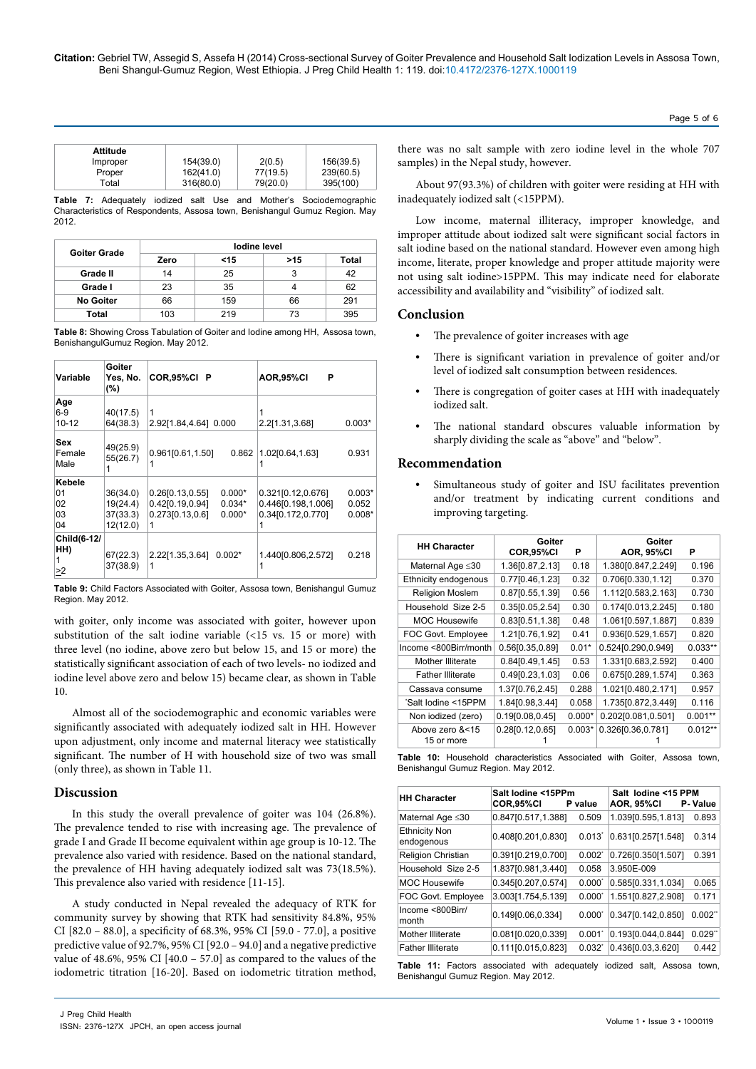| Attitude | | | |
|---|---|---|---|
| Improper | 154(39.0) | 2(0.5) | 156(39.5) |
| Proper | 162(41.0) | 77(19.5) | 239(60.5) |
| Total | 316(80.0) | 79(20.0) | 395(100) |

**Table 7:** Adequately iodized salt Use and Mother's Sociodemographic Characteristics of Respondents, Assosa town, Benishangul Gumuz Region. May 2012.

| Goiter Grade | Iodine level | | | |
|---|---|---|---|---|
| | Zero | <15 | >15 | Total |
| Grade II | 14 | 25 | 3 | 42 |
| Grade I | 23 | 35 | 4 | 62 |
| No Goiter | 66 | 159 | 66 | 291 |
| Total | 103 | 219 | 73 | 395 |

**Table 8:** Showing Cross Tabulation of Goiter and Iodine among HH, Assosa town, BenishangulGumuz Region. May 2012.

| Variable | Goiter Yes, No. (%) | COR,95%CI | P | AOR,95%CI | P |
|---|---|---|---|---|---|
| **Age** | | | | | |
| 6-9 | 40(17.5) | 1 | | 1 | |
| 10-12 | 64(38.3) | 2.92[1.84,4.64] | 0.000 | 2.2[1.31,3.68] | 0.003* |
| **Sex** | | | | | |
| Female | 49(25.9) | 0.961[0.61,1.50] | 0.862 | 1.02[0.64,1.63] | 0.931 |
| Male | 55(26.7) | 1 | | 1 | |
| **Kebele** | | | | | |
| 01 | 36(34.0) | 0.26[0.13,0.55] | 0.000* | 0.321[0.12,0.676] | 0.003* |
| 02 | 19(24.4) | 0.42[0.19,0.94] | 0.034* | 0.446[0.198,1.006] | 0.052 |
| 03 | 37(33.3) | 0.273[0.13,0.6] | 0.000* | 0.34[0.172,0.770] | 0.008* |
| 04 | 12(12.0) | 1 | | 1 | |
| **Child(6-12/HH)** | | | | | |
| 1 | 67(22.3) | 2.22[1.35,3.64] | 0.002* | 1.440[0.806,2.572] | 0.218 |
| ≥2 | 37(38.9) | 1 | | 1 | |

**Table 9:** Child Factors Associated with Goiter, Assosa town, Benishangul Gumuz Region. May 2012.

with goiter, only income was associated with goiter, however upon substitution of the salt iodine variable (<15 vs. 15 or more) with three level (no iodine, above zero but below 15, and 15 or more) the statistically significant association of each of two levels- no iodized and iodine level above zero and below 15) became clear, as shown in Table 10.

Almost all of the sociodemographic and economic variables were significantly associated with adequately iodized salt in HH. However upon adjustment, only income and maternal literacy wee statistically significant. The number of H with household size of two was small (only three), as shown in Table 11.

## Discussion

In this study the overall prevalence of goiter was 104 (26.8%). The prevalence tended to rise with increasing age. The prevalence of grade I and Grade II become equivalent within age group is 10-12. The prevalence also varied with residence. Based on the national standard, the prevalence of HH having adequately iodized salt was 73(18.5%). This prevalence also varied with residence [11-15].

A study conducted in Nepal revealed the adequacy of RTK for community survey by showing that RTK had sensitivity 84.8%, 95% CI [82.0 – 88.0], a specificity of 68.3%, 95% CI [59.0 - 77.0], a positive predictive value of 92.7%, 95% CI [92.0 – 94.0] and a negative predictive value of 48.6%, 95% CI [40.0 – 57.0] as compared to the values of the iodometric titration [16-20]. Based on iodometric titration method, there was no salt sample with zero iodine level in the whole 707 samples) in the Nepal study, however.

About 97(93.3%) of children with goiter were residing at HH with inadequately iodized salt (<15PPM).

Low income, maternal illiteracy, improper knowledge, and improper attitude about iodized salt were significant social factors in salt iodine based on the national standard. However even among high income, literate, proper knowledge and proper attitude majority were not using salt iodine>15PPM. This may indicate need for elaborate accessibility and availability and "visibility" of iodized salt.

## Conclusion

- The prevalence of goiter increases with age
- There is significant variation in prevalence of goiter and/or level of iodized salt consumption between residences.
- There is congregation of goiter cases at HH with inadequately iodized salt.
- The national standard obscures valuable information by sharply dividing the scale as "above" and "below".

## Recommendation

- Simultaneous study of goiter and ISU facilitates prevention and/or treatment by indicating current conditions and improving targeting.

| HH Character | Goiter COR,95%CI | P | Goiter AOR, 95%CI | P |
|---|---|---|---|---|
| Maternal Age ≤30 | 1.36[0.87,2.13] | 0.18 | 1.380[0.847,2.249] | 0.196 |
| Ethnicity endogenous | 0.77[0.46,1.23] | 0.32 | 0.706[0.330,1.12] | 0.370 |
| Religion Moslem | 0.87[0.55,1.39] | 0.56 | 1.112[0.583,2.163] | 0.730 |
| Household Size 2-5 | 0.35[0.05,2.54] | 0.30 | 0.174[0.013,2.245] | 0.180 |
| MOC Housewife | 0.83[0.51,1.38] | 0.48 | 1.061[0.597,1.887] | 0.839 |
| FOC Govt. Employee | 1.21[0.76,1.92] | 0.41 | 0.936[0.529,1.657] | 0.820 |
| Income <800Birr/month | 0.56[0.35,0.89] | 0.01* | 0.524[0.290,0.949] | 0.033** |
| Mother Illiterate | 0.84[0.49,1.45] | 0.53 | 1.331[0.683,2.592] | 0.400 |
| Father Illiterate | 0.49[0.23,1.03] | 0.06 | 0.675[0.289,1.574] | 0.363 |
| Cassava consume | 1.37[0.76,2.45] | 0.288 | 1.021[0.480,2.171] | 0.957 |
| 'Salt Iodine <15PPM | 1.84[0.98,3.44] | 0.058 | 1.735[0.872,3.449] | 0.116 |
| Non iodized (zero) | 0.19[0.08,0.45] | 0.000* | 0.202[0.081,0.501] | 0.001** |
| Above zero &<15 | 0.28[0.12,0.65] | 0.003* | 0.326[0.36,0.781] | 0.012** |
| 15 or more | 1 | | 1 | |

**Table 10:** Household characteristics Associated with Goiter, Assosa town, Benishangul Gumuz Region. May 2012.

| HH Character | Salt Iodine <15PPm COR,95%CI | P value | Salt Iodine <15 PPM AOR, 95%CI | P- Value |
|---|---|---|---|---|
| Maternal Age ≤30 | 0.847[0.517,1.388] | 0.509 | 1.039[0.595,1.813] | 0.893 |
| Ethnicity Non endogenous | 0.408[0.201,0.830] | 0.013* | 0.631[0.257[1.548] | 0.314 |
| Religion Christian | 0.391[0.219,0.700] | 0.002* | 0.726[0.350[1.507] | 0.391 |
| Household Size 2-5 | 1.837[0.981,3.440] | 0.058 | 3.950E-009 | |
| MOC Housewife | 0.345[0.207,0.574] | 0.000* | 0.585[0.331,1.034] | 0.065 |
| FOC Govt. Employee | 3.003[1.754,5.139] | 0.000* | 1.551[0.827,2.908] | 0.171 |
| Income <800Birr/month | 0.149[0.06,0.334] | 0.000* | 0.347[0.142,0.850] | 0.002** |
| Mother Illiterate | 0.081[0.020,0.339] | 0.001* | 0.193[0.044,0.844] | 0.029** |
| Father Illiterate | 0.111[0.015,0.823] | 0.032* | 0.436[0.03,3.620] | 0.442 |

**Table 11:** Factors associated with adequately iodized salt, Assosa town, Benishangul Gumuz Region. May 2012.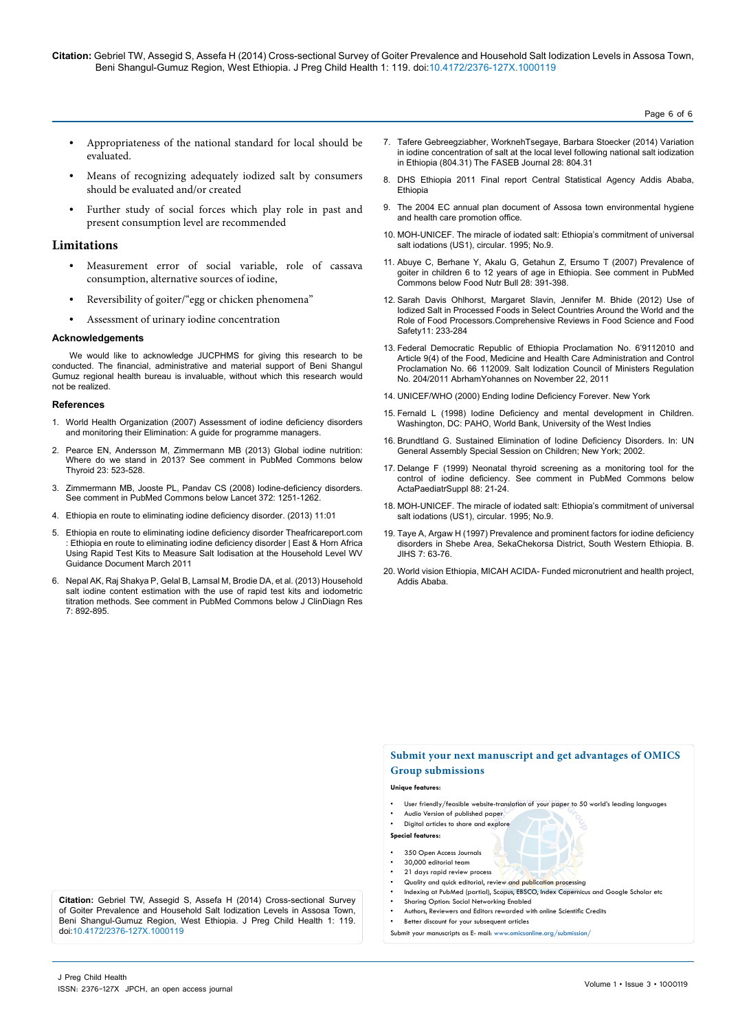- Appropriateness of the national standard for local should be evaluated.
- Means of recognizing adequately iodized salt by consumers should be evaluated and/or created
- Further study of social forces which play role in past and present consumption level are recommended

## Limitations

- Measurement error of social variable, role of cassava consumption, alternative sources of iodine,
- Reversibility of goiter/"egg or chicken phenomena"
- Assessment of urinary iodine concentration

### Acknowledgements

We would like to acknowledge JUCPHMS for giving this research to be conducted. The financial, administrative and material support of Beni Shangul Gumuz regional health bureau is invaluable, without which this research would not be realized.

### References

1. World Health Organization (2007) Assessment of iodine deficiency disorders and monitoring their Elimination: A guide for programme managers.
2. Pearce EN, Andersson M, Zimmermann MB (2013) Global iodine nutrition: Where do we stand in 2013? See comment in PubMed Commons below Thyroid 23: 523-528.
3. Zimmermann MB, Jooste PL, Pandav CS (2008) Iodine-deficiency disorders. See comment in PubMed Commons below Lancet 372: 1251-1262.
4. Ethiopia en route to eliminating iodine deficiency disorder. (2013) 11:01
5. Ethiopia en route to eliminating iodine deficiency disorder Theafricareport.com : Ethiopia en route to eliminating iodine deficiency disorder | East & Horn Africa Using Rapid Test Kits to Measure Salt Iodisation at the Household Level WV Guidance Document March 2011
6. Nepal AK, Raj Shakya P, Gelal B, Lamsal M, Brodie DA, et al. (2013) Household salt iodine content estimation with the use of rapid test kits and iodometric titration methods. See comment in PubMed Commons below J ClinDiagn Res 7: 892-895.
7. Tafere Gebreegziabher, WorknehTsegaye, Barbara Stoecker (2014) Variation in iodine concentration of salt at the local level following national salt iodization in Ethiopia (804.31) The FASEB Journal 28: 804.31
8. DHS Ethiopia 2011 Final report Central Statistical Agency Addis Ababa, Ethiopia
9. The 2004 EC annual plan document of Assosa town environmental hygiene and health care promotion office.
10. MOH-UNICEF. The miracle of iodated salt: Ethiopia's commitment of universal salt iodations (US1), circular. 1995; No.9.
11. Abuye C, Berhane Y, Akalu G, Getahun Z, Ersumo T (2007) Prevalence of goiter in children 6 to 12 years of age in Ethiopia. See comment in PubMed Commons below Food Nutr Bull 28: 391-398.
12. Sarah Davis Ohlhorst, Margaret Slavin, Jennifer M. Bhide (2012) Use of Iodized Salt in Processed Foods in Select Countries Around the World and the Role of Food Processors.Comprehensive Reviews in Food Science and Food Safety11: 233-284
13. Federal Democratic Republic of Ethiopia Proclamation No. 6'9112010 and Article 9(4) of the Food, Medicine and Health Care Administration and Control Proclamation No. 66 112009. Salt Iodization Council of Ministers Regulation No. 204/2011 AbrhamYohannes on November 22, 2011
14. UNICEF/WHO (2000) Ending Iodine Deficiency Forever. New York
15. Fernald L (1998) Iodine Deficiency and mental development in Children. Washington, DC: PAHO, World Bank, University of the West Indies
16. Brundtland G. Sustained Elimination of Iodine Deficiency Disorders. In: UN General Assembly Special Session on Children; New York; 2002.
17. Delange F (1999) Neonatal thyroid screening as a monitoring tool for the control of iodine deficiency. See comment in PubMed Commons below ActaPaediatrSuppl 88: 21-24.
18. MOH-UNICEF. The miracle of iodated salt: Ethiopia's commitment of universal salt iodations (US1), circular. 1995; No.9.
19. Taye A, Argaw H (1997) Prevalence and prominent factors for iodine deficiency disorders in Shebe Area, SekaChekorsa District, South Western Ethiopia. B. JIHS 7: 63-76.
20. World vision Ethiopia, MICAH ACIDA- Funded micronutrient and health project, Addis Ababa.

**Citation:** Gebriel TW, Assegid S, Assefa H (2014) Cross-sectional Survey of Goiter Prevalence and Household Salt Iodization Levels in Assosa Town, Beni Shangul-Gumuz Region, West Ethiopia. J Preg Child Health 1: 119. doi:10.4172/2376-127X.1000119

**Submit your next manuscript and get advantages of OMICS Group submissions**

**Unique features:**

- User friendly/feasible website-translation of your paper to 50 world's leading languages
- Audio Version of published paper
- Digital articles to share and explore

**Special features:**

- 350 Open Access Journals
- 30,000 editorial team
- 21 days rapid review process
- Quality and quick editorial, review and publication processing
- Indexing at PubMed (partial), Scopus, EBSCO, Index Copernicus and Google Scholar etc
- Sharing Option: Social Networking Enabled
- Authors, Reviewers and Editors rewarded with online Scientific Credits
- Better discount for your subsequent articles

Submit your manuscripts as E- mail: www.omicsonline.org/submission/